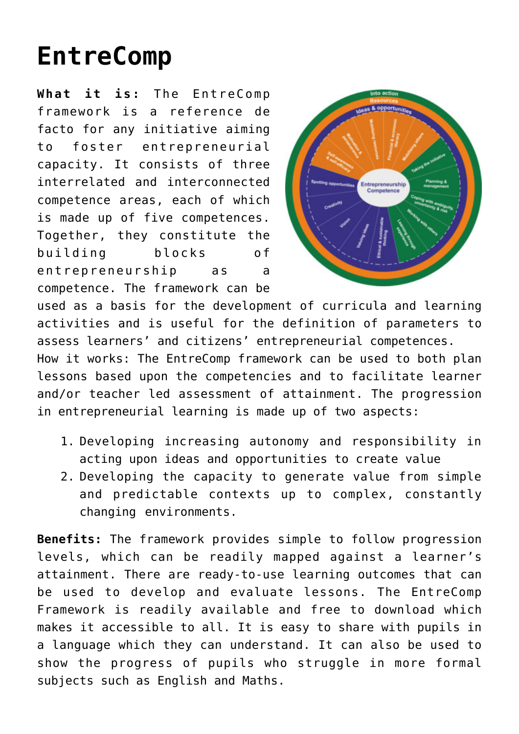# EntreComp

**What it is:** The EntreComp framework is a reference de facto for any initiative aiming to foster entrepreneurial capacity. It consists of three interrelated and interconnected competence areas, each of which is made up of five competences. Together, they constitute the building blocks of entrepreneurship as a competence. The framework can be used as a basis for the development of curricula and learning activities and is useful for the definition of parameters to assess learners' and citizens' entrepreneurial competences.

How it works: The EntreComp framework can be used to both plan lessons based upon the competencies and to facilitate learner and/or teacher led assessment of attainment. The progression in entrepreneurial learning is made up of two aspects:

1. Developing increasing autonomy and responsibility in acting upon ideas and opportunities to create value
2. Developing the capacity to generate value from simple and predictable contexts up to complex, constantly changing environments.

**Benefits:** The framework provides simple to follow progression levels, which can be readily mapped against a learner's attainment. There are ready-to-use learning outcomes that can be used to develop and evaluate lessons. The EntreComp Framework is readily available and free to download which makes it accessible to all. It is easy to share with pupils in a language which they can understand. It can also be used to show the progress of pupils who struggle in more formal subjects such as English and Maths.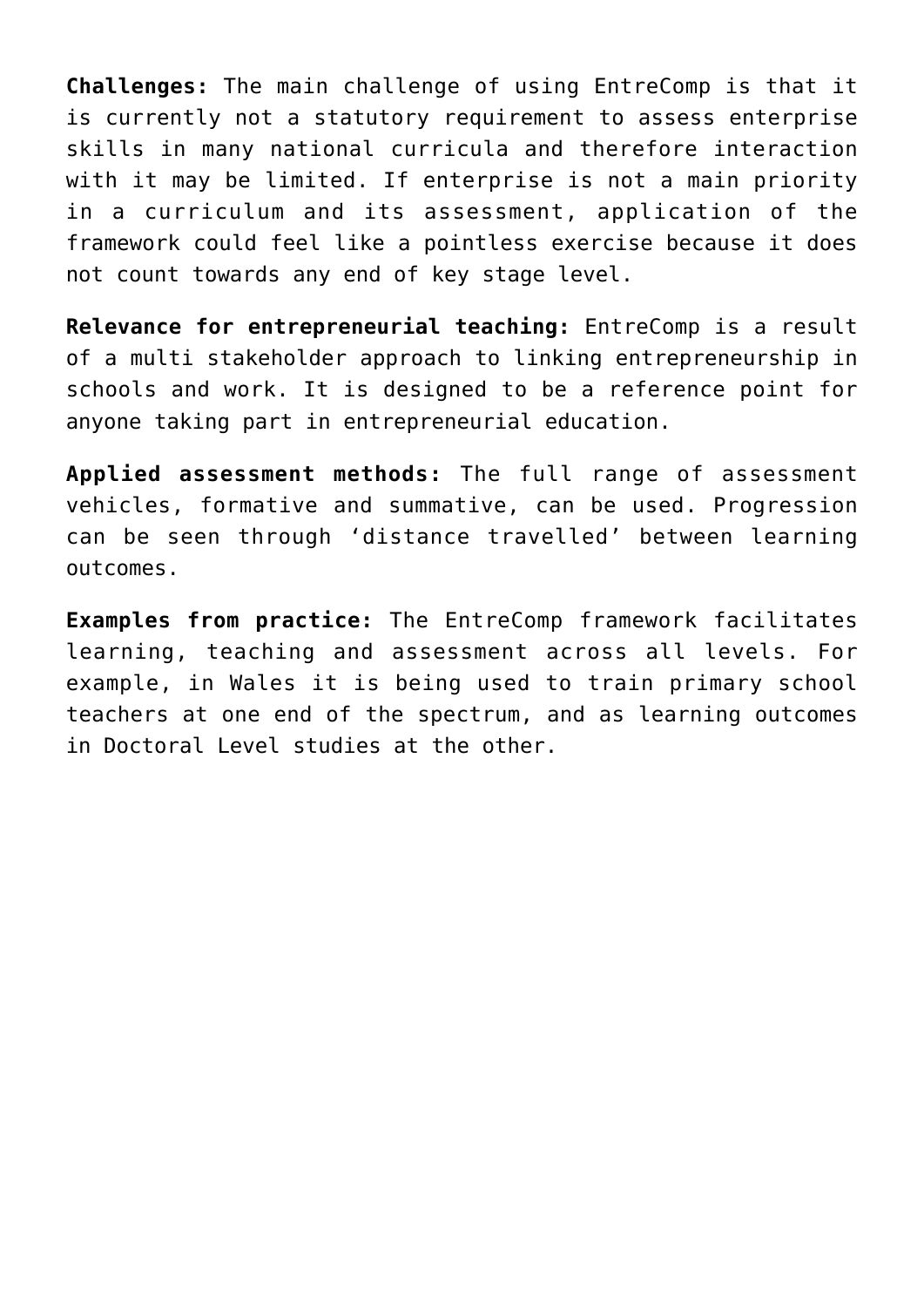**Challenges:** The main challenge of using EntreComp is that it is currently not a statutory requirement to assess enterprise skills in many national curricula and therefore interaction with it may be limited. If enterprise is not a main priority in a curriculum and its assessment, application of the framework could feel like a pointless exercise because it does not count towards any end of key stage level.

**Relevance for entrepreneurial teaching:** EntreComp is a result of a multi stakeholder approach to linking entrepreneurship in schools and work. It is designed to be a reference point for anyone taking part in entrepreneurial education.

**Applied assessment methods:** The full range of assessment vehicles, formative and summative, can be used. Progression can be seen through 'distance travelled' between learning outcomes.

**Examples from practice:** The EntreComp framework facilitates learning, teaching and assessment across all levels. For example, in Wales it is being used to train primary school teachers at one end of the spectrum, and as learning outcomes in Doctoral Level studies at the other.